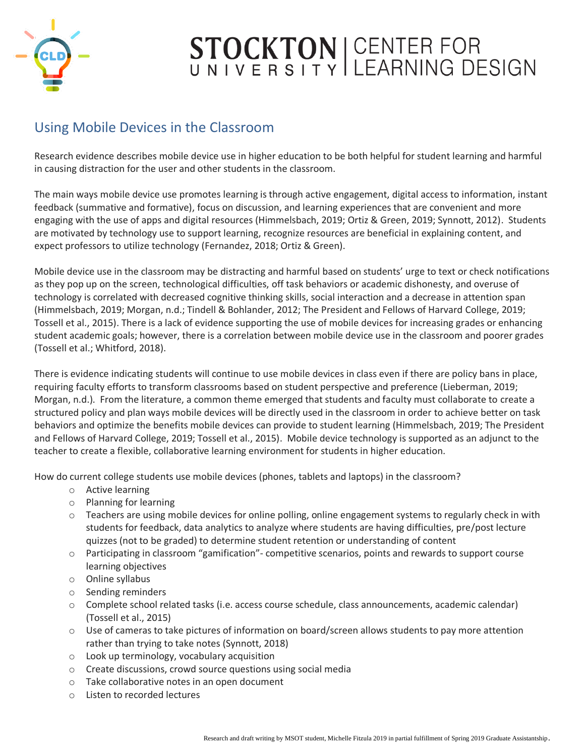# STOCKTON UNIVERSITY | CENTER FOR LEARNING DESIGN

## Using Mobile Devices in the Classroom

Research evidence describes mobile device use in higher education to be both helpful for student learning and harmful in causing distraction for the user and other students in the classroom.

The main ways mobile device use promotes learning is through active engagement, digital access to information, instant feedback (summative and formative), focus on discussion, and learning experiences that are convenient and more engaging with the use of apps and digital resources (Himmelsbach, 2019; Ortiz & Green, 2019; Synnott, 2012). Students are motivated by technology use to support learning, recognize resources are beneficial in explaining content, and expect professors to utilize technology (Fernandez, 2018; Ortiz & Green).

Mobile device use in the classroom may be distracting and harmful based on students' urge to text or check notifications as they pop up on the screen, technological difficulties, off task behaviors or academic dishonesty, and overuse of technology is correlated with decreased cognitive thinking skills, social interaction and a decrease in attention span (Himmelsbach, 2019; Morgan, n.d.; Tindell & Bohlander, 2012; The President and Fellows of Harvard College, 2019; Tossell et al., 2015). There is a lack of evidence supporting the use of mobile devices for increasing grades or enhancing student academic goals; however, there is a correlation between mobile device use in the classroom and poorer grades (Tossell et al.; Whitford, 2018).

There is evidence indicating students will continue to use mobile devices in class even if there are policy bans in place, requiring faculty efforts to transform classrooms based on student perspective and preference (Lieberman, 2019; Morgan, n.d.). From the literature, a common theme emerged that students and faculty must collaborate to create a structured policy and plan ways mobile devices will be directly used in the classroom in order to achieve better on task behaviors and optimize the benefits mobile devices can provide to student learning (Himmelsbach, 2019; The President and Fellows of Harvard College, 2019; Tossell et al., 2015). Mobile device technology is supported as an adjunct to the teacher to create a flexible, collaborative learning environment for students in higher education.

How do current college students use mobile devices (phones, tablets and laptops) in the classroom?

- Active learning
- Planning for learning
- Teachers are using mobile devices for online polling, online engagement systems to regularly check in with students for feedback, data analytics to analyze where students are having difficulties, pre/post lecture quizzes (not to be graded) to determine student retention or understanding of content
- Participating in classroom "gamification"- competitive scenarios, points and rewards to support course learning objectives
- Online syllabus
- Sending reminders
- Complete school related tasks (i.e. access course schedule, class announcements, academic calendar) (Tossell et al., 2015)
- Use of cameras to take pictures of information on board/screen allows students to pay more attention rather than trying to take notes (Synnott, 2018)
- Look up terminology, vocabulary acquisition
- Create discussions, crowd source questions using social media
- Take collaborative notes in an open document
- Listen to recorded lectures

Research and draft writing by MSOT student, Michelle Fitzula 2019 in partial fulfillment of Spring 2019 Graduate Assistantship.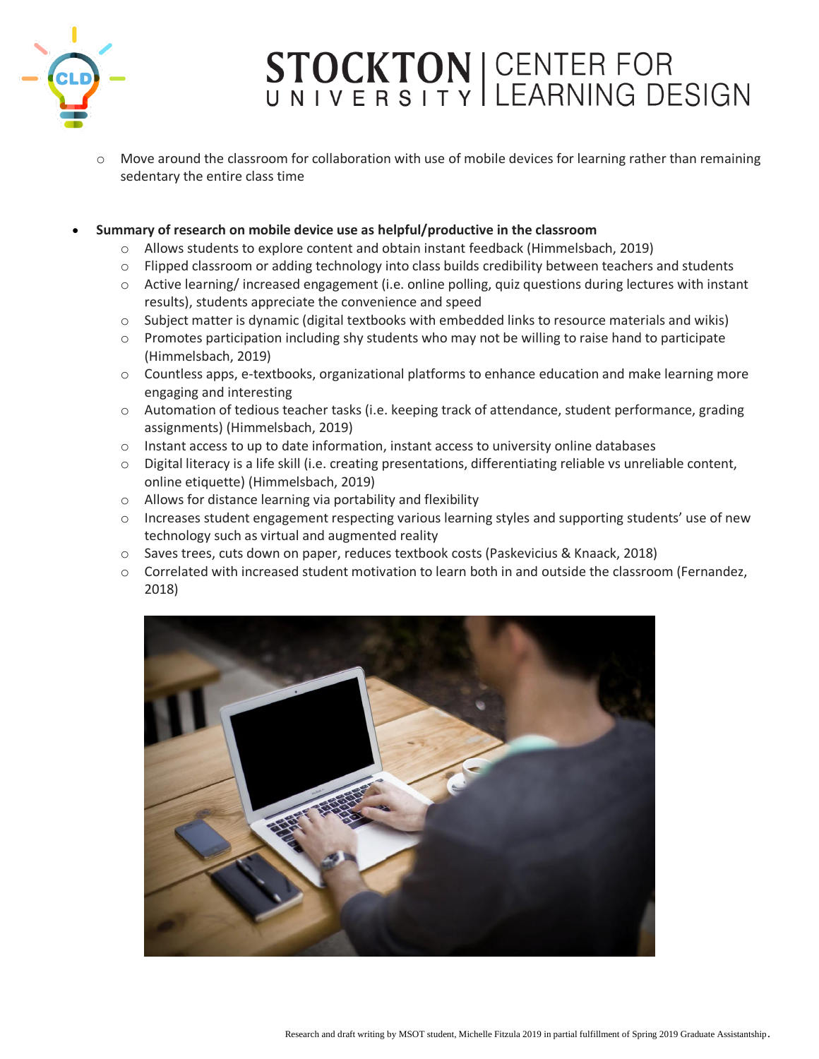- Move around the classroom for collaboration with use of mobile devices for learning rather than remaining sedentary the entire class time

- **Summary of research on mobile device use as helpful/productive in the classroom**
  - Allows students to explore content and obtain instant feedback (Himmelsbach, 2019)
  - Flipped classroom or adding technology into class builds credibility between teachers and students
  - Active learning/ increased engagement (i.e. online polling, quiz questions during lectures with instant results), students appreciate the convenience and speed
  - Subject matter is dynamic (digital textbooks with embedded links to resource materials and wikis)
  - Promotes participation including shy students who may not be willing to raise hand to participate (Himmelsbach, 2019)
  - Countless apps, e-textbooks, organizational platforms to enhance education and make learning more engaging and interesting
  - Automation of tedious teacher tasks (i.e. keeping track of attendance, student performance, grading assignments) (Himmelsbach, 2019)
  - Instant access to up to date information, instant access to university online databases
  - Digital literacy is a life skill (i.e. creating presentations, differentiating reliable vs unreliable content, online etiquette) (Himmelsbach, 2019)
  - Allows for distance learning via portability and flexibility
  - Increases student engagement respecting various learning styles and supporting students' use of new technology such as virtual and augmented reality
  - Saves trees, cuts down on paper, reduces textbook costs (Paskevicius & Knaack, 2018)
  - Correlated with increased student motivation to learn both in and outside the classroom (Fernandez, 2018)

Research and draft writing by MSOT student, Michelle Fitzula 2019 in partial fulfillment of Spring 2019 Graduate Assistantship.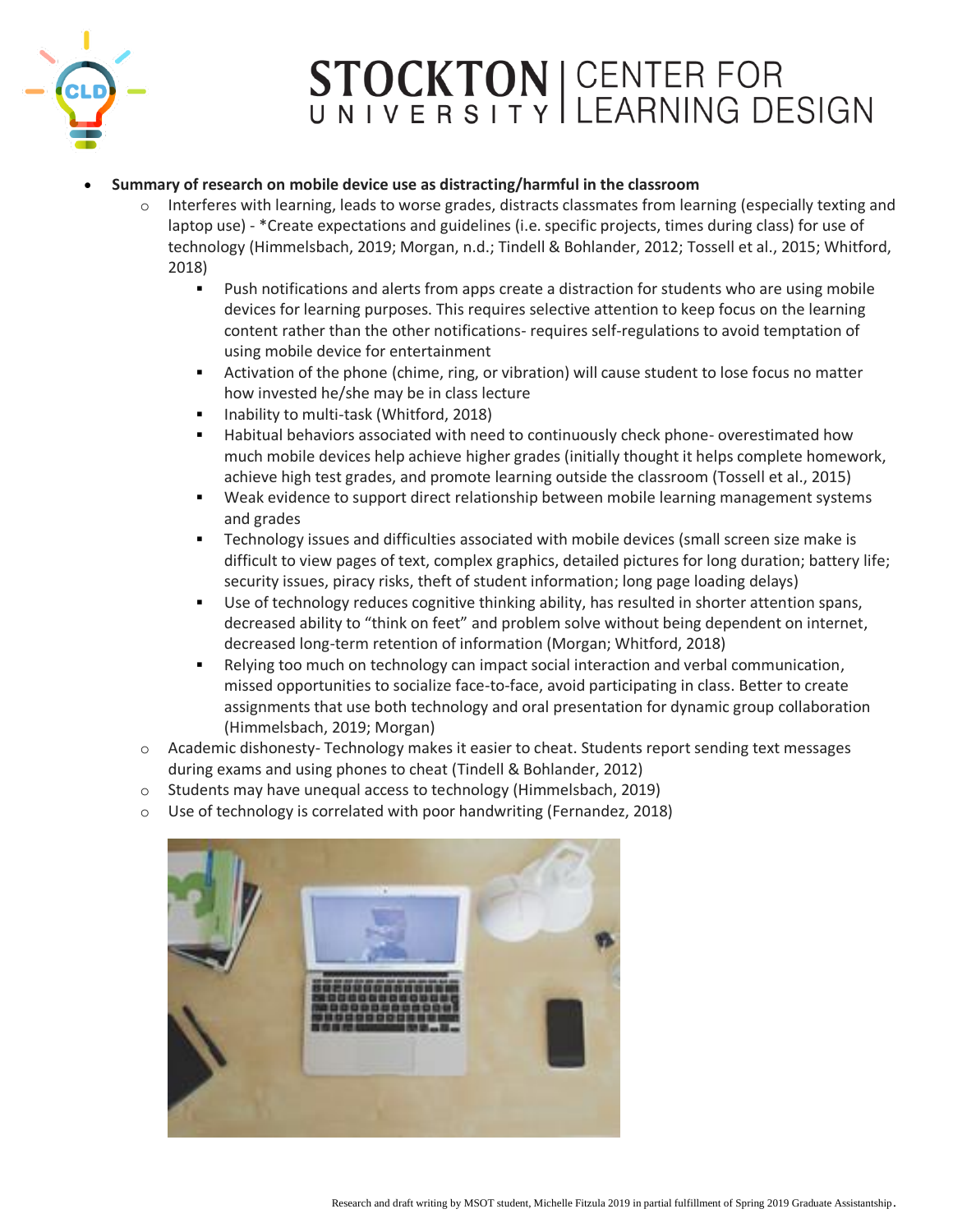- **Summary of research on mobile device use as distracting/harmful in the classroom**
  - Interferes with learning, leads to worse grades, distracts classmates from learning (especially texting and laptop use) - *Create expectations and guidelines (i.e. specific projects, times during class) for use of technology (Himmelsbach, 2019; Morgan, n.d.; Tindell & Bohlander, 2012; Tossell et al., 2015; Whitford, 2018)
    - Push notifications and alerts from apps create a distraction for students who are using mobile devices for learning purposes. This requires selective attention to keep focus on the learning content rather than the other notifications- requires self-regulations to avoid temptation of using mobile device for entertainment
    - Activation of the phone (chime, ring, or vibration) will cause student to lose focus no matter how invested he/she may be in class lecture
    - Inability to multi-task (Whitford, 2018)
    - Habitual behaviors associated with need to continuously check phone- overestimated how much mobile devices help achieve higher grades (initially thought it helps complete homework, achieve high test grades, and promote learning outside the classroom (Tossell et al., 2015)
    - Weak evidence to support direct relationship between mobile learning management systems and grades
    - Technology issues and difficulties associated with mobile devices (small screen size make is difficult to view pages of text, complex graphics, detailed pictures for long duration; battery life; security issues, piracy risks, theft of student information; long page loading delays)
    - Use of technology reduces cognitive thinking ability, has resulted in shorter attention spans, decreased ability to "think on feet" and problem solve without being dependent on internet, decreased long-term retention of information (Morgan; Whitford, 2018)
    - Relying too much on technology can impact social interaction and verbal communication, missed opportunities to socialize face-to-face, avoid participating in class. Better to create assignments that use both technology and oral presentation for dynamic group collaboration (Himmelsbach, 2019; Morgan)
  - Academic dishonesty- Technology makes it easier to cheat. Students report sending text messages during exams and using phones to cheat (Tindell & Bohlander, 2012)
  - Students may have unequal access to technology (Himmelsbach, 2019)
  - Use of technology is correlated with poor handwriting (Fernandez, 2018)

Research and draft writing by MSOT student, Michelle Fitzula 2019 in partial fulfillment of Spring 2019 Graduate Assistantship.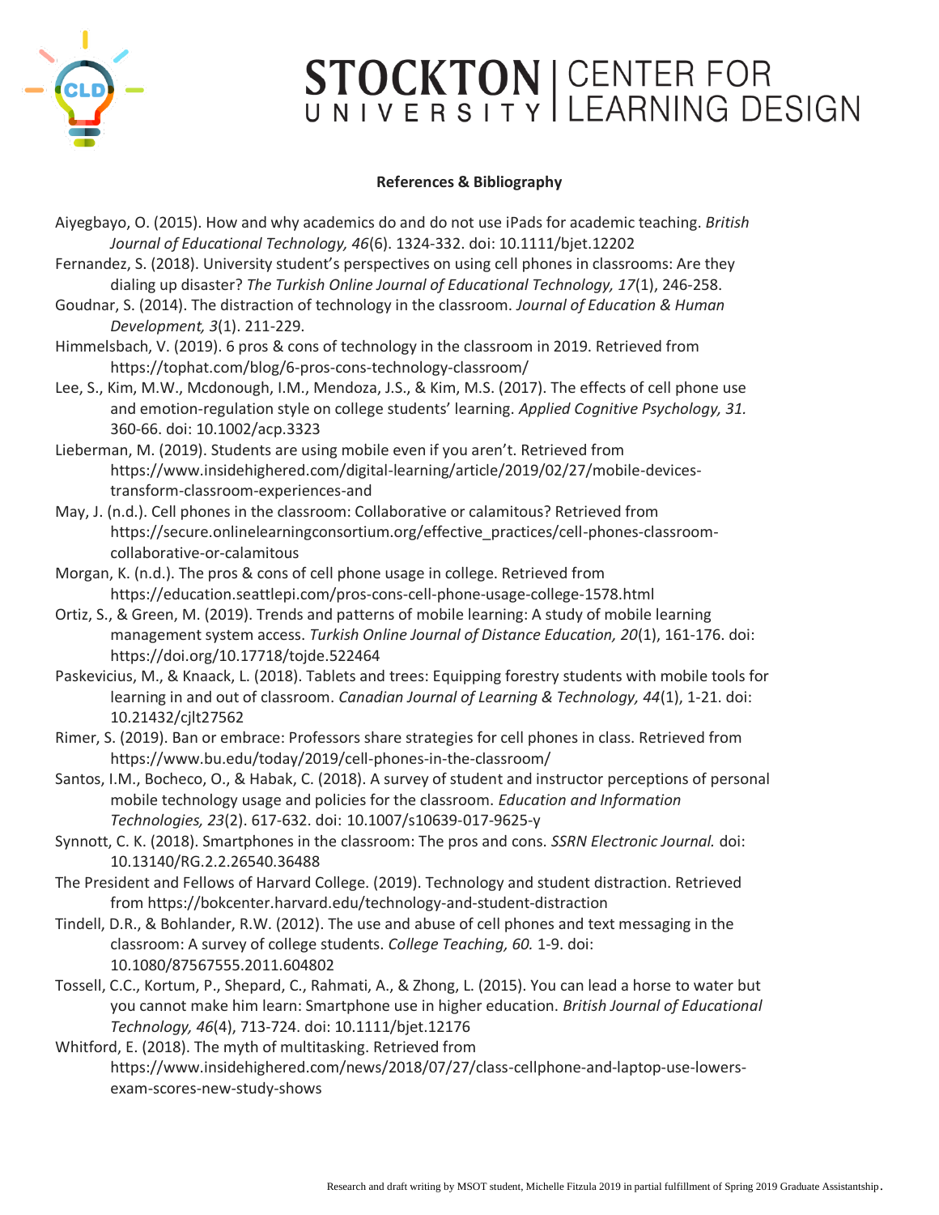**References & Bibliography**

Aiyegbayo, O. (2015). How and why academics do and do not use iPads for academic teaching. *British Journal of Educational Technology, 46*(6). 1324-332. doi: 10.1111/bjet.12202

Fernandez, S. (2018). University student's perspectives on using cell phones in classrooms: Are they dialing up disaster? *The Turkish Online Journal of Educational Technology, 17*(1), 246-258.

Goudnar, S. (2014). The distraction of technology in the classroom. *Journal of Education & Human Development, 3*(1). 211-229.

Himmelsbach, V. (2019). 6 pros & cons of technology in the classroom in 2019. Retrieved from https://tophat.com/blog/6-pros-cons-technology-classroom/

Lee, S., Kim, M.W., Mcdonough, I.M., Mendoza, J.S., & Kim, M.S. (2017). The effects of cell phone use and emotion-regulation style on college students' learning. *Applied Cognitive Psychology, 31.* 360-66. doi: 10.1002/acp.3323

Lieberman, M. (2019). Students are using mobile even if you aren't. Retrieved from https://www.insidehighered.com/digital-learning/article/2019/02/27/mobile-devices-transform-classroom-experiences-and

May, J. (n.d.). Cell phones in the classroom: Collaborative or calamitous? Retrieved from https://secure.onlinelearningconsortium.org/effective_practices/cell-phones-classroom-collaborative-or-calamitous

Morgan, K. (n.d.). The pros & cons of cell phone usage in college. Retrieved from https://education.seattlepi.com/pros-cons-cell-phone-usage-college-1578.html

Ortiz, S., & Green, M. (2019). Trends and patterns of mobile learning: A study of mobile learning management system access. *Turkish Online Journal of Distance Education, 20*(1), 161-176. doi: https://doi.org/10.17718/tojde.522464

Paskevicius, M., & Knaack, L. (2018). Tablets and trees: Equipping forestry students with mobile tools for learning in and out of classroom. *Canadian Journal of Learning & Technology, 44*(1), 1-21. doi: 10.21432/cjlt27562

Rimer, S. (2019). Ban or embrace: Professors share strategies for cell phones in class. Retrieved from https://www.bu.edu/today/2019/cell-phones-in-the-classroom/

Santos, I.M., Bocheco, O., & Habak, C. (2018). A survey of student and instructor perceptions of personal mobile technology usage and policies for the classroom. *Education and Information Technologies, 23*(2). 617-632. doi: 10.1007/s10639-017-9625-y

Synnott, C. K. (2018). Smartphones in the classroom: The pros and cons. *SSRN Electronic Journal.* doi: 10.13140/RG.2.2.26540.36488

The President and Fellows of Harvard College. (2019). Technology and student distraction. Retrieved from https://bokcenter.harvard.edu/technology-and-student-distraction

Tindell, D.R., & Bohlander, R.W. (2012). The use and abuse of cell phones and text messaging in the classroom: A survey of college students. *College Teaching, 60.* 1-9. doi: 10.1080/87567555.2011.604802

Tossell, C.C., Kortum, P., Shepard, C., Rahmati, A., & Zhong, L. (2015). You can lead a horse to water but you cannot make him learn: Smartphone use in higher education. *British Journal of Educational Technology, 46*(4), 713-724. doi: 10.1111/bjet.12176

Whitford, E. (2018). The myth of multitasking. Retrieved from https://www.insidehighered.com/news/2018/07/27/class-cellphone-and-laptop-use-lowers-exam-scores-new-study-shows

Research and draft writing by MSOT student, Michelle Fitzula 2019 in partial fulfillment of Spring 2019 Graduate Assistantship.